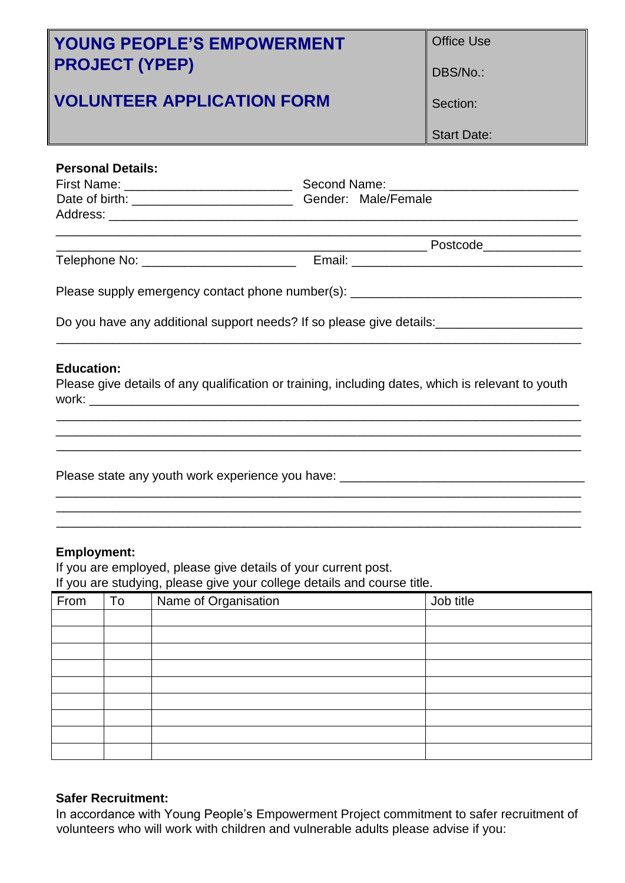| **YOUNG PEOPLE'S EMPOWERMENT PROJECT (YPEP)**<br><br>**VOLUNTEER APPLICATION FORM** | Office Use<br><br>DBS/No.:<br><br>Section:<br><br>Start Date: |
|---|---|

**Personal Details:**

First Name: _______________________ Second Name: __________________________

Date of birth: ______________________ Gender: Male/Female

Address: ________________________________________________________________

________________________________________________________________________

_____________________________________________________ Postcode_____________

Telephone No: _____________________ Email: _______________________________

Please supply emergency contact phone number(s): ______________________________

Do you have any additional support needs? If so please give details:___________________

________________________________________________________________________

**Education:**

Please give details of any qualification or training, including dates, which is relevant to youth work: ___________________________________________________________________

________________________________________________________________________

________________________________________________________________________

________________________________________________________________________

Please state any youth work experience you have: __________________________________

________________________________________________________________________

________________________________________________________________________

________________________________________________________________________

**Employment:**

If you are employed, please give details of your current post.

If you are studying, please give your college details and course title.

| From | To | Name of Organisation | Job title |
|---|---|---|---|
| | | | |
| | | | |
| | | | |
| | | | |
| | | | |
| | | | |
| | | | |
| | | | |
| | | | |

**Safer Recruitment:**

In accordance with Young People's Empowerment Project commitment to safer recruitment of volunteers who will work with children and vulnerable adults please advise if you: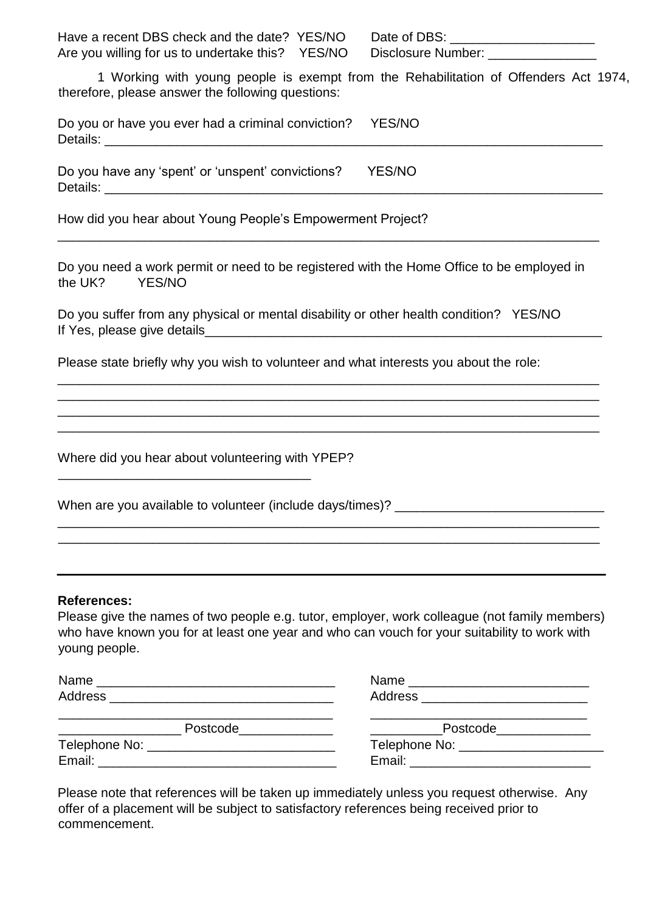Have a recent DBS check and the date? YES/NO  Date of DBS: ____________________
Are you willing for us to undertake this? YES/NO  Disclosure Number: _______________

1 Working with young people is exempt from the Rehabilitation of Offenders Act 1974, therefore, please answer the following questions:

Do you or have you ever had a criminal conviction? YES/NO
Details: ___________________________________________________________________________

Do you have any 'spent' or 'unspent' convictions? YES/NO
Details: ___________________________________________________________________________

How did you hear about Young People's Empowerment Project?
____________________________________________________________________________________

Do you need a work permit or need to be registered with the Home Office to be employed in the UK? YES/NO

Do you suffer from any physical or mental disability or other health condition? YES/NO
If Yes, please give details___________________________________________________________

Please state briefly why you wish to volunteer and what interests you about the role:
____________________________________________________________________________________
____________________________________________________________________________________
____________________________________________________________________________________
____________________________________________________________________________________

Where did you hear about volunteering with YPEP?
___________________________________

When are you available to volunteer (include days/times)? ____________________________
____________________________________________________________________________________
____________________________________________________________________________________

---

**References:**

Please give the names of two people e.g. tutor, employer, work colleague (not family members) who have known you for at least one year and who can vouch for your suitability to work with young people.

Name _________________________________
Address _______________________________
_______________________________________
_________________ Postcode_____________
Telephone No: __________________________
Email: _________________________________

Name _________________________
Address _______________________
______________________________
__________Postcode_____________
Telephone No: ___________________
Email: _________________________

Please note that references will be taken up immediately unless you request otherwise. Any offer of a placement will be subject to satisfactory references being received prior to commencement.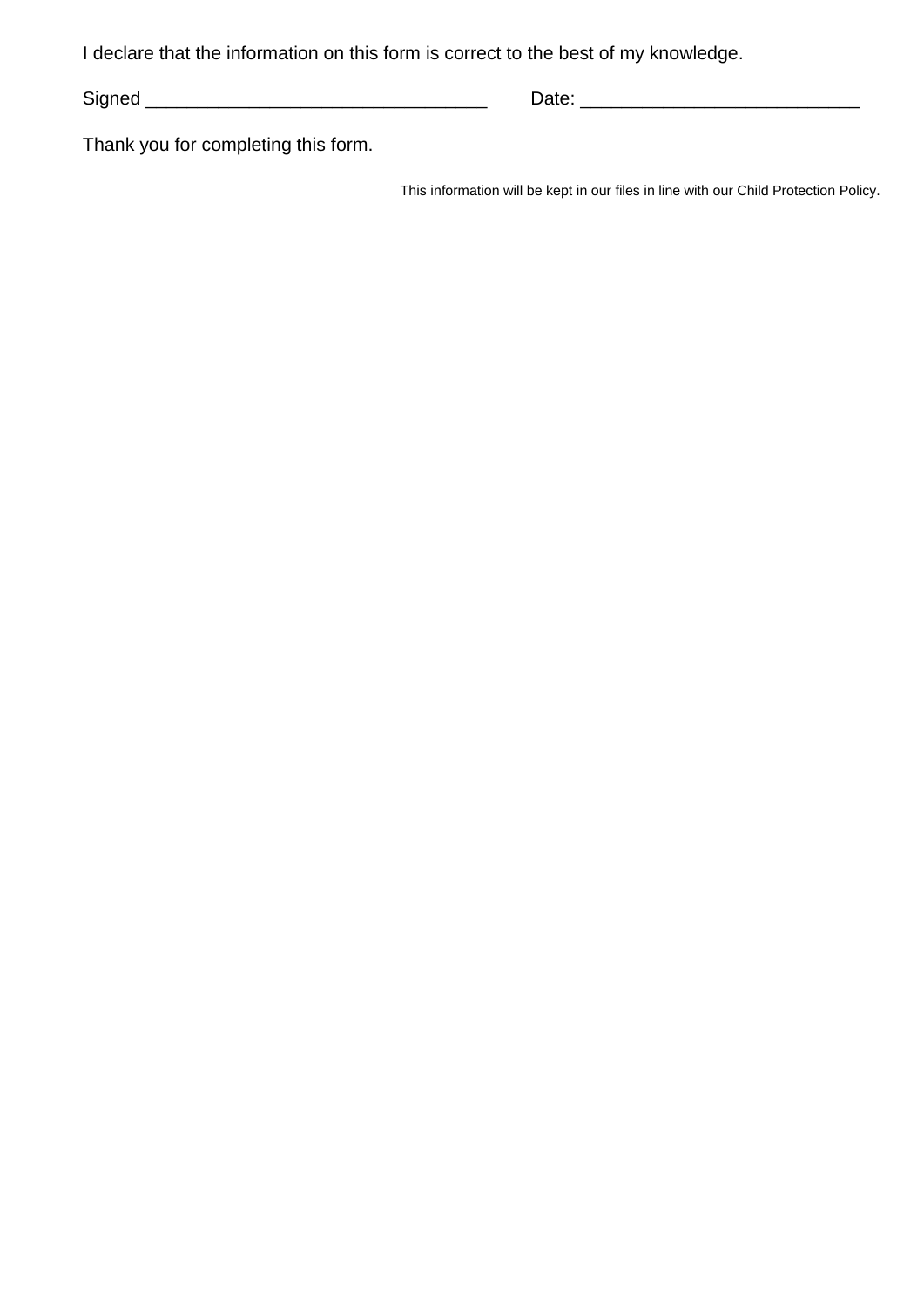I declare that the information on this form is correct to the best of my knowledge.

Signed ________________________________ Date: __________________________

Thank you for completing this form.

This information will be kept in our files in line with our Child Protection Policy.